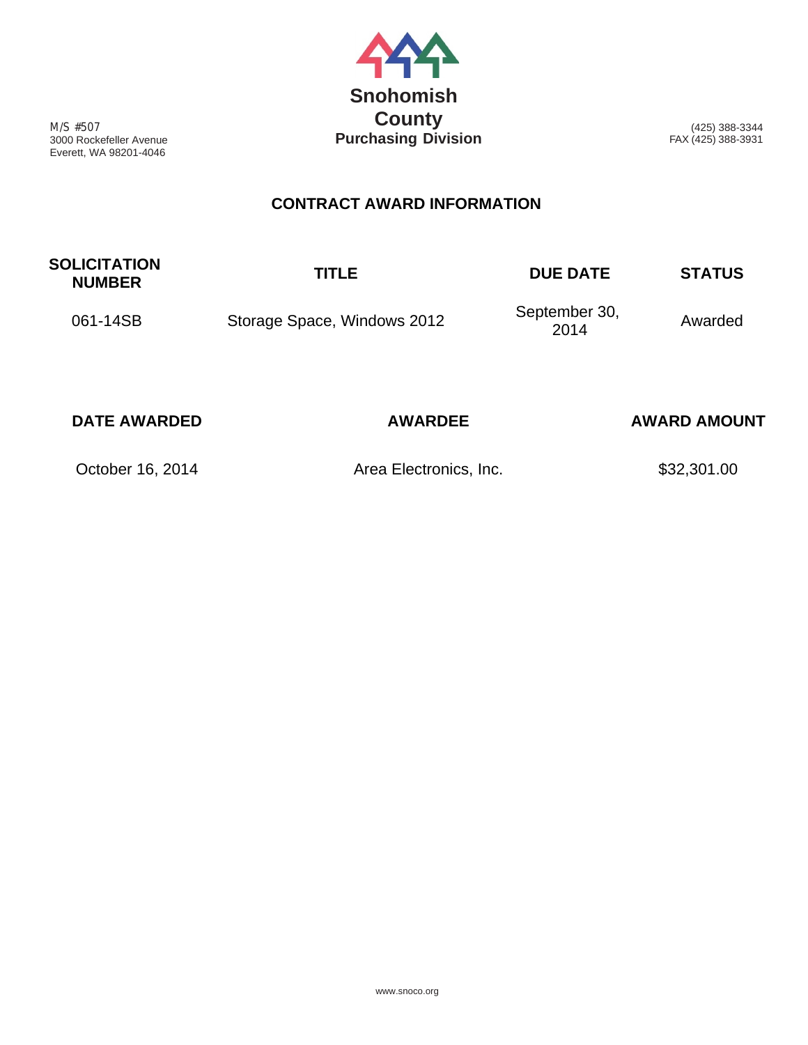M/S #507
3000 Rockefeller Avenue
Everett, WA 98201-4046

# Snohomish County
## Purchasing Division

(425) 388-3344
FAX (425) 388-3931

## CONTRACT AWARD INFORMATION

| SOLICITATION NUMBER | TITLE | DUE DATE | STATUS |
|---|---|---|---|
| 061-14SB | Storage Space, Windows 2012 | September 30, 2014 | Awarded |

| DATE AWARDED | AWARDEE | AWARD AMOUNT |
|---|---|---|
| October 16, 2014 | Area Electronics, Inc. | $32,301.00 |

www.snoco.org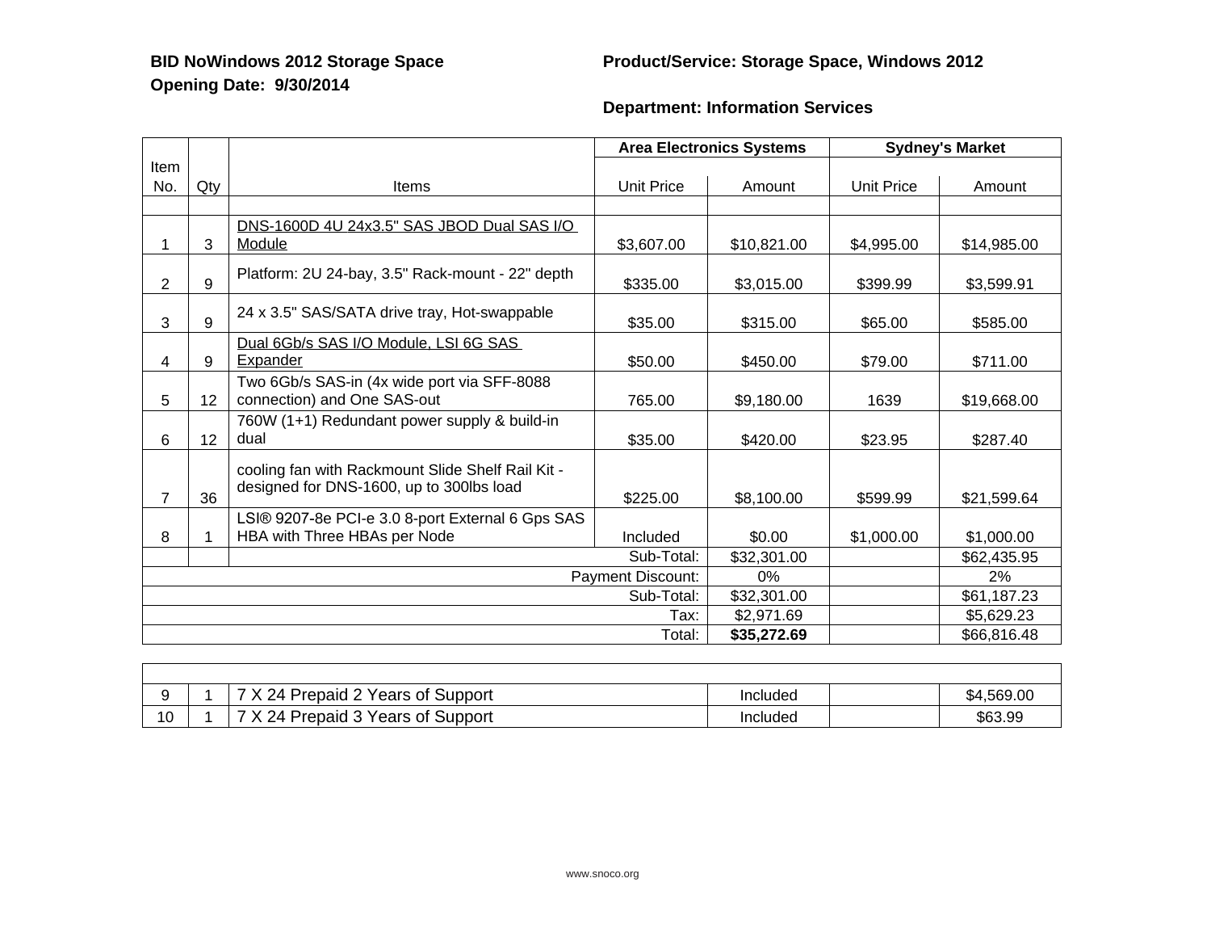**BID NoWindows 2012 Storage Space**
**Opening Date: 9/30/2014**

**Product/Service: Storage Space, Windows 2012**

**Department: Information Services**

| Item No. | Qty | Items | Area Electronics Systems | | Sydney's Market | |
|---|---|---|---|---|---|---|
| | | | Unit Price | Amount | Unit Price | Amount |
| | | | | | | |
| 1 | 3 | DNS-1600D 4U 24x3.5" SAS JBOD Dual SAS I/O Module | $3,607.00 | $10,821.00 | $4,995.00 | $14,985.00 |
| 2 | 9 | Platform: 2U 24-bay, 3.5" Rack-mount - 22" depth | $335.00 | $3,015.00 | $399.99 | $3,599.91 |
| 3 | 9 | 24 x 3.5" SAS/SATA drive tray, Hot-swappable | $35.00 | $315.00 | $65.00 | $585.00 |
| 4 | 9 | Dual 6Gb/s SAS I/O Module, LSI 6G SAS Expander | $50.00 | $450.00 | $79.00 | $711.00 |
| 5 | 12 | Two 6Gb/s SAS-in (4x wide port via SFF-8088 connection) and One SAS-out | 765.00 | $9,180.00 | 1639 | $19,668.00 |
| 6 | 12 | 760W (1+1) Redundant power supply & build-in dual | $35.00 | $420.00 | $23.95 | $287.40 |
| 7 | 36 | cooling fan with Rackmount Slide Shelf Rail Kit - designed for DNS-1600, up to 300lbs load | $225.00 | $8,100.00 | $599.99 | $21,599.64 |
| 8 | 1 | LSI® 9207-8e PCI-e 3.0 8-port External 6 Gps SAS HBA with Three HBAs per Node | Included | $0.00 | $1,000.00 | $1,000.00 |
| | | | Sub-Total: | $32,301.00 | | $62,435.95 |
| | | | Payment Discount: | 0% | | 2% |
| | | | Sub-Total: | $32,301.00 | | $61,187.23 |
| | | | Tax: | $2,971.69 | | $5,629.23 |
| | | | Total: | **$35,272.69** | | $66,816.48 |

| | | | | | |
|---|---|---|---|---|---|
| 9 | 1 | 7 X 24 Prepaid 2 Years of Support | Included | | $4,569.00 |
| 10 | 1 | 7 X 24 Prepaid 3 Years of Support | Included | | $63.99 |